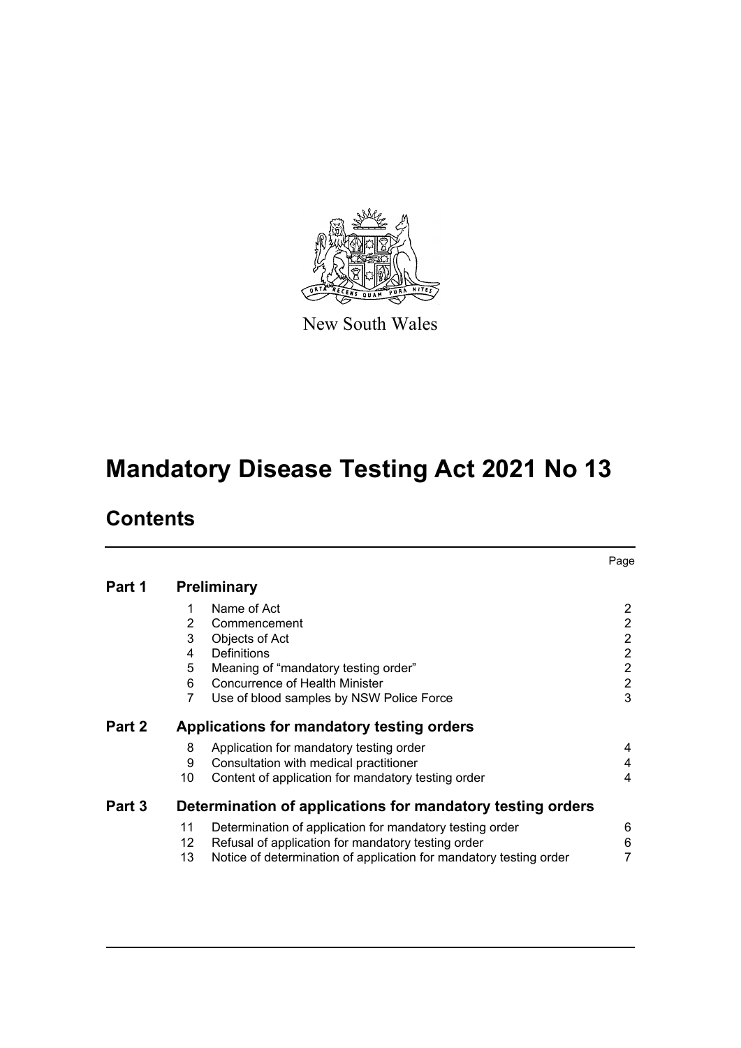New South Wales

# Mandatory Disease Testing Act 2021 No 13

## Contents

| | | | Page |
|---|---|---|---|
| **Part 1** | **Preliminary** | | |
| | 1 | Name of Act | 2 |
| | 2 | Commencement | 2 |
| | 3 | Objects of Act | 2 |
| | 4 | Definitions | 2 |
| | 5 | Meaning of “mandatory testing order” | 2 |
| | 6 | Concurrence of Health Minister | 2 |
| | 7 | Use of blood samples by NSW Police Force | 3 |
| **Part 2** | **Applications for mandatory testing orders** | | |
| | 8 | Application for mandatory testing order | 4 |
| | 9 | Consultation with medical practitioner | 4 |
| | 10 | Content of application for mandatory testing order | 4 |
| **Part 3** | **Determination of applications for mandatory testing orders** | | |
| | 11 | Determination of application for mandatory testing order | 6 |
| | 12 | Refusal of application for mandatory testing order | 6 |
| | 13 | Notice of determination of application for mandatory testing order | 7 |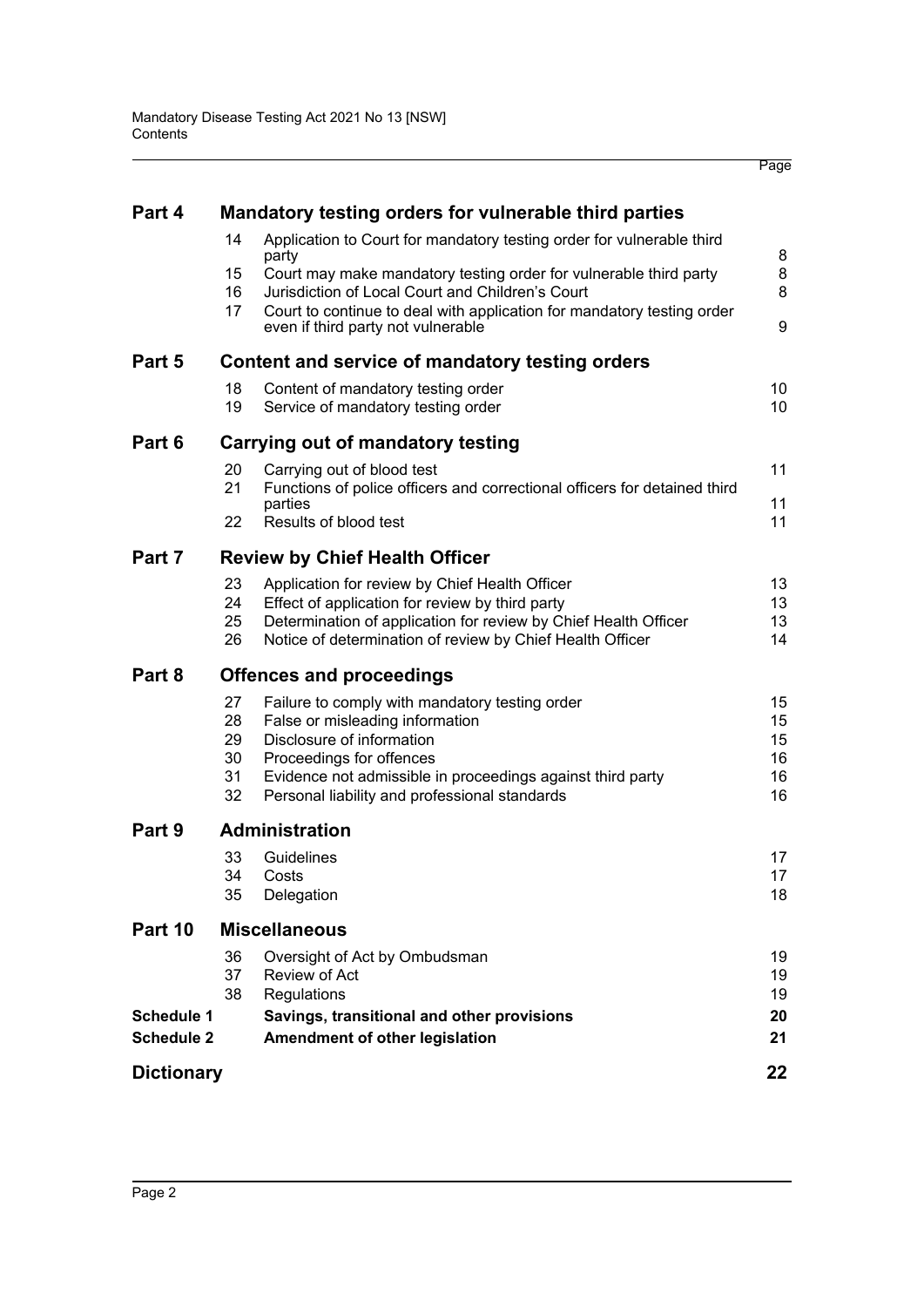| | | | Page |
|---|---|---|---|
| **Part 4** | **Mandatory testing orders for vulnerable third parties** | | |
| | 14 | Application to Court for mandatory testing order for vulnerable third party | 8 |
| | 15 | Court may make mandatory testing order for vulnerable third party | 8 |
| | 16 | Jurisdiction of Local Court and Children's Court | 8 |
| | 17 | Court to continue to deal with application for mandatory testing order even if third party not vulnerable | 9 |
| **Part 5** | **Content and service of mandatory testing orders** | | |
| | 18 | Content of mandatory testing order | 10 |
| | 19 | Service of mandatory testing order | 10 |
| **Part 6** | **Carrying out of mandatory testing** | | |
| | 20 | Carrying out of blood test | 11 |
| | 21 | Functions of police officers and correctional officers for detained third parties | 11 |
| | 22 | Results of blood test | 11 |
| **Part 7** | **Review by Chief Health Officer** | | |
| | 23 | Application for review by Chief Health Officer | 13 |
| | 24 | Effect of application for review by third party | 13 |
| | 25 | Determination of application for review by Chief Health Officer | 13 |
| | 26 | Notice of determination of review by Chief Health Officer | 14 |
| **Part 8** | **Offences and proceedings** | | |
| | 27 | Failure to comply with mandatory testing order | 15 |
| | 28 | False or misleading information | 15 |
| | 29 | Disclosure of information | 15 |
| | 30 | Proceedings for offences | 16 |
| | 31 | Evidence not admissible in proceedings against third party | 16 |
| | 32 | Personal liability and professional standards | 16 |
| **Part 9** | **Administration** | | |
| | 33 | Guidelines | 17 |
| | 34 | Costs | 17 |
| | 35 | Delegation | 18 |
| **Part 10** | **Miscellaneous** | | |
| | 36 | Oversight of Act by Ombudsman | 19 |
| | 37 | Review of Act | 19 |
| | 38 | Regulations | 19 |
| **Schedule 1** | **Savings, transitional and other provisions** | | **20** |
| **Schedule 2** | **Amendment of other legislation** | | **21** |
| **Dictionary** | | | **22** |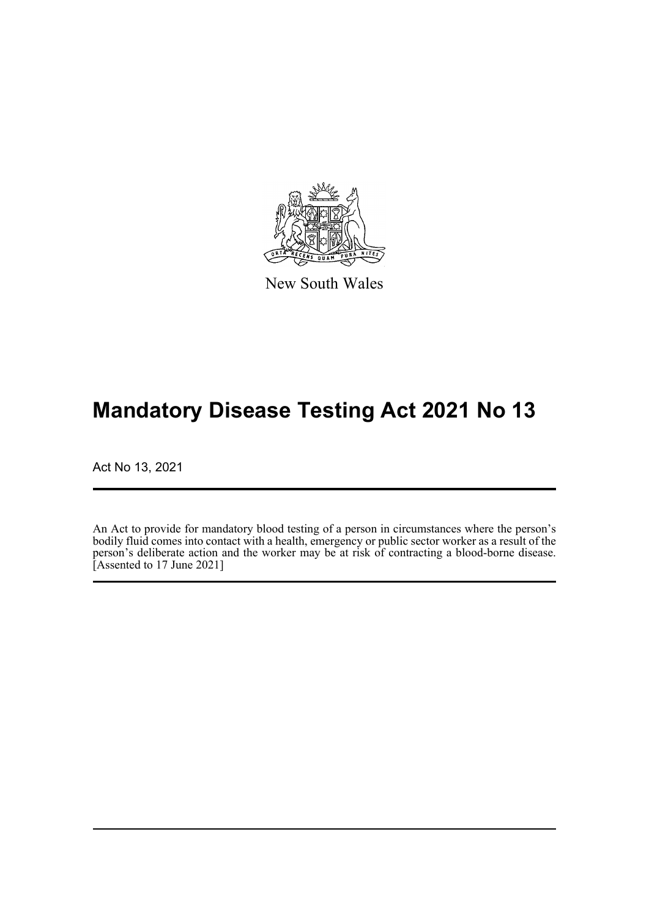New South Wales

# Mandatory Disease Testing Act 2021 No 13

Act No 13, 2021

An Act to provide for mandatory blood testing of a person in circumstances where the person's bodily fluid comes into contact with a health, emergency or public sector worker as a result of the person's deliberate action and the worker may be at risk of contracting a blood-borne disease. [Assented to 17 June 2021]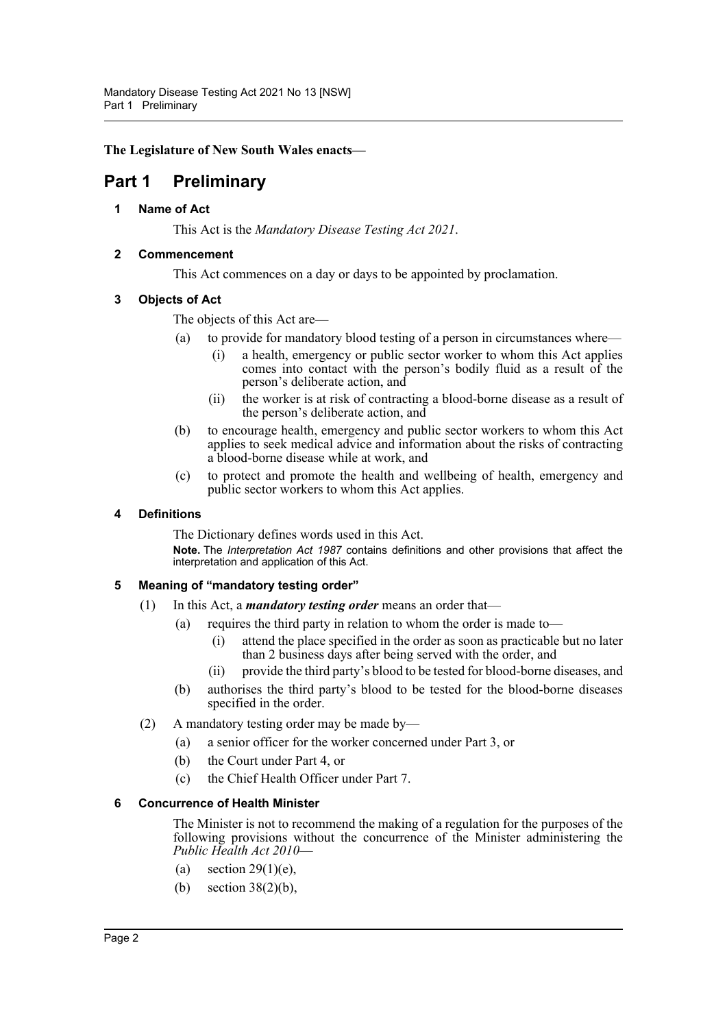**The Legislature of New South Wales enacts—**

# Part 1 Preliminary

### 1 Name of Act

This Act is the *Mandatory Disease Testing Act 2021*.

### 2 Commencement

This Act commences on a day or days to be appointed by proclamation.

### 3 Objects of Act

The objects of this Act are—

- (a) to provide for mandatory blood testing of a person in circumstances where—
  - (i) a health, emergency or public sector worker to whom this Act applies comes into contact with the person's bodily fluid as a result of the person's deliberate action, and
  - (ii) the worker is at risk of contracting a blood-borne disease as a result of the person's deliberate action, and
- (b) to encourage health, emergency and public sector workers to whom this Act applies to seek medical advice and information about the risks of contracting a blood-borne disease while at work, and
- (c) to protect and promote the health and wellbeing of health, emergency and public sector workers to whom this Act applies.

### 4 Definitions

The Dictionary defines words used in this Act.

**Note.** The *Interpretation Act 1987* contains definitions and other provisions that affect the interpretation and application of this Act.

### 5 Meaning of "mandatory testing order"

(1) In this Act, a ***mandatory testing order*** means an order that—

- (a) requires the third party in relation to whom the order is made to—
  - (i) attend the place specified in the order as soon as practicable but no later than 2 business days after being served with the order, and
  - (ii) provide the third party's blood to be tested for blood-borne diseases, and
- (b) authorises the third party's blood to be tested for the blood-borne diseases specified in the order.

(2) A mandatory testing order may be made by—

- (a) a senior officer for the worker concerned under Part 3, or
- (b) the Court under Part 4, or
- (c) the Chief Health Officer under Part 7.

### 6 Concurrence of Health Minister

The Minister is not to recommend the making of a regulation for the purposes of the following provisions without the concurrence of the Minister administering the *Public Health Act 2010*—

- (a) section 29(1)(e),
- (b) section 38(2)(b),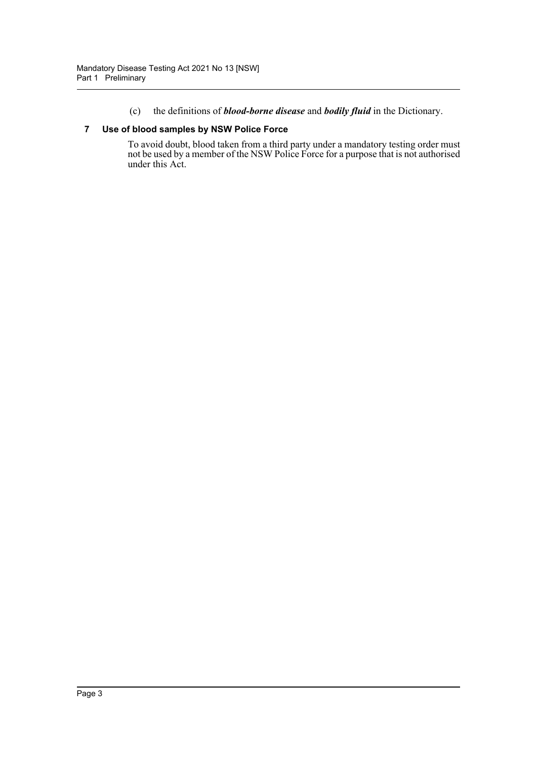(c) the definitions of ***blood-borne disease*** and ***bodily fluid*** in the Dictionary.

### 7 Use of blood samples by NSW Police Force

To avoid doubt, blood taken from a third party under a mandatory testing order must not be used by a member of the NSW Police Force for a purpose that is not authorised under this Act.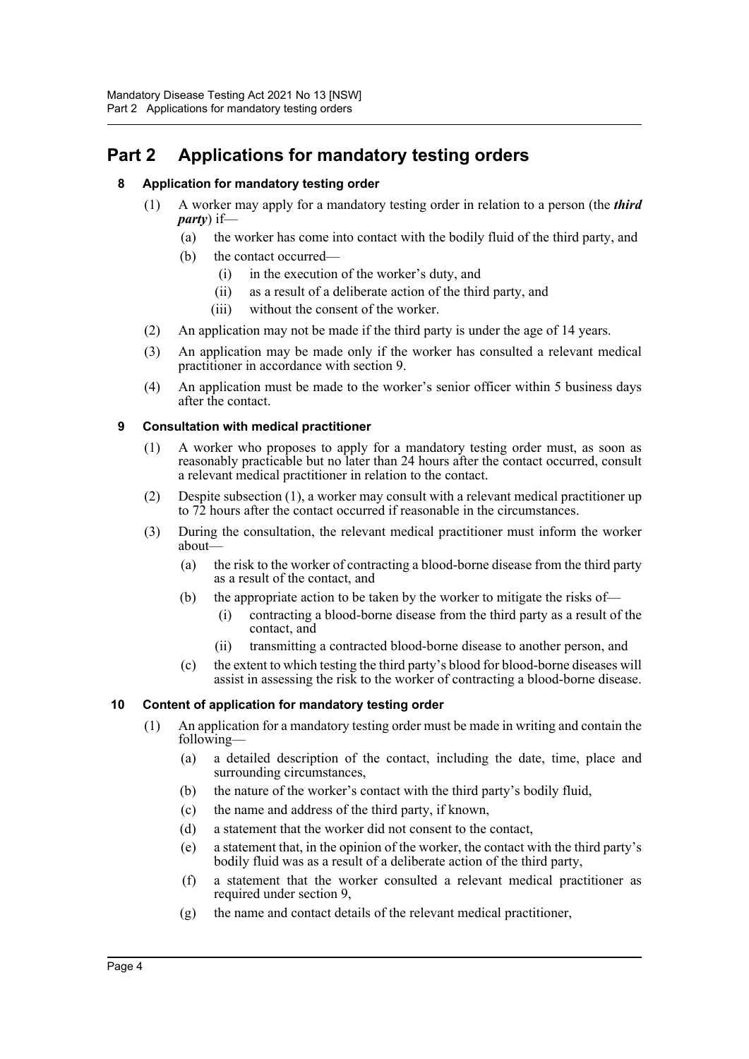# Part 2 Applications for mandatory testing orders

## 8 Application for mandatory testing order

(1) A worker may apply for a mandatory testing order in relation to a person (the ***third party***) if—

(a) the worker has come into contact with the bodily fluid of the third party, and

(b) the contact occurred—

(i) in the execution of the worker's duty, and

(ii) as a result of a deliberate action of the third party, and

(iii) without the consent of the worker.

(2) An application may not be made if the third party is under the age of 14 years.

(3) An application may be made only if the worker has consulted a relevant medical practitioner in accordance with section 9.

(4) An application must be made to the worker's senior officer within 5 business days after the contact.

## 9 Consultation with medical practitioner

(1) A worker who proposes to apply for a mandatory testing order must, as soon as reasonably practicable but no later than 24 hours after the contact occurred, consult a relevant medical practitioner in relation to the contact.

(2) Despite subsection (1), a worker may consult with a relevant medical practitioner up to 72 hours after the contact occurred if reasonable in the circumstances.

(3) During the consultation, the relevant medical practitioner must inform the worker about—

(a) the risk to the worker of contracting a blood-borne disease from the third party as a result of the contact, and

(b) the appropriate action to be taken by the worker to mitigate the risks of—

(i) contracting a blood-borne disease from the third party as a result of the contact, and

(ii) transmitting a contracted blood-borne disease to another person, and

(c) the extent to which testing the third party's blood for blood-borne diseases will assist in assessing the risk to the worker of contracting a blood-borne disease.

## 10 Content of application for mandatory testing order

(1) An application for a mandatory testing order must be made in writing and contain the following—

(a) a detailed description of the contact, including the date, time, place and surrounding circumstances,

(b) the nature of the worker's contact with the third party's bodily fluid,

(c) the name and address of the third party, if known,

(d) a statement that the worker did not consent to the contact,

(e) a statement that, in the opinion of the worker, the contact with the third party's bodily fluid was as a result of a deliberate action of the third party,

(f) a statement that the worker consulted a relevant medical practitioner as required under section 9,

(g) the name and contact details of the relevant medical practitioner,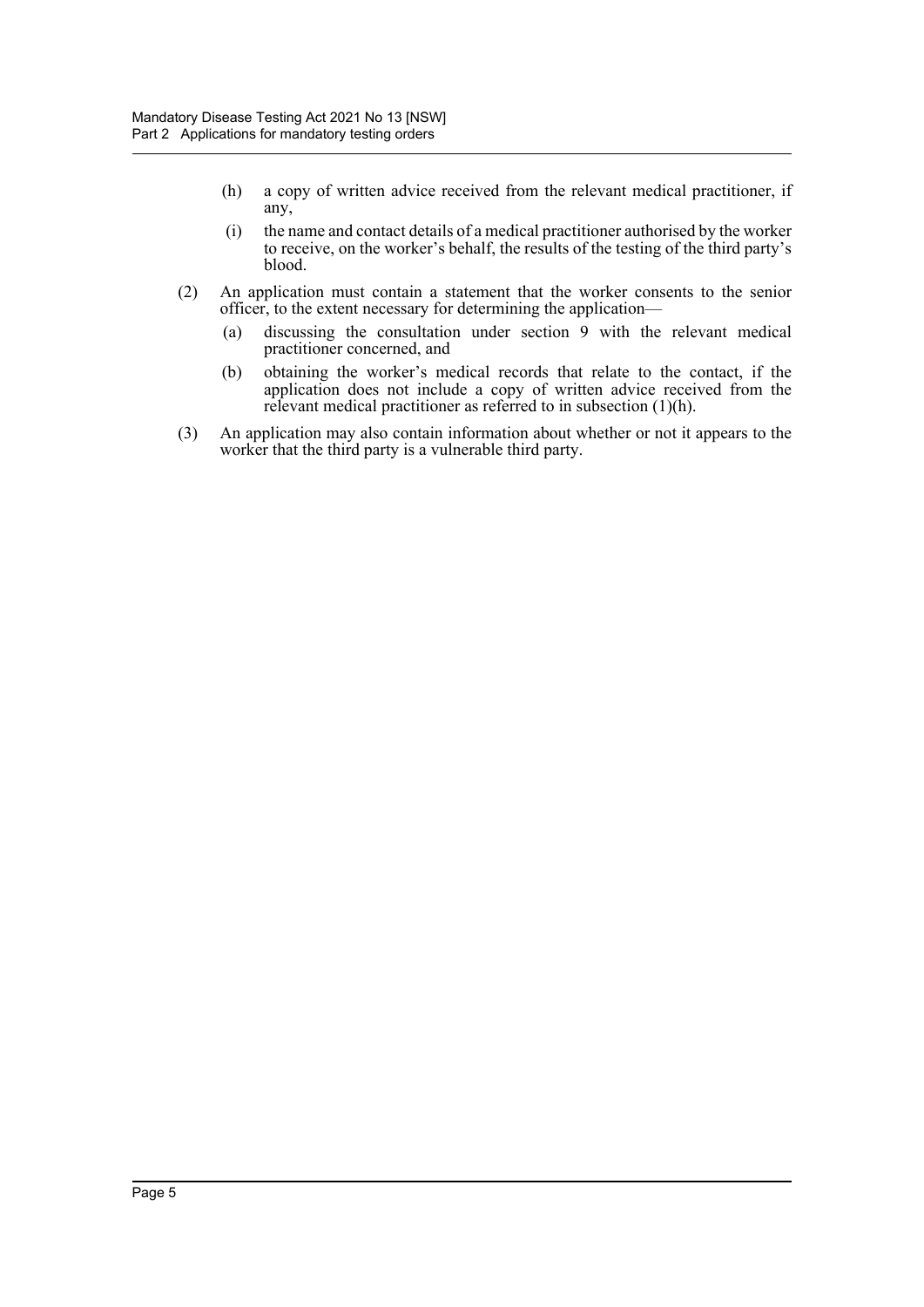(h) a copy of written advice received from the relevant medical practitioner, if any,

(i) the name and contact details of a medical practitioner authorised by the worker to receive, on the worker's behalf, the results of the testing of the third party's blood.

(2) An application must contain a statement that the worker consents to the senior officer, to the extent necessary for determining the application—

(a) discussing the consultation under section 9 with the relevant medical practitioner concerned, and

(b) obtaining the worker's medical records that relate to the contact, if the application does not include a copy of written advice received from the relevant medical practitioner as referred to in subsection (1)(h).

(3) An application may also contain information about whether or not it appears to the worker that the third party is a vulnerable third party.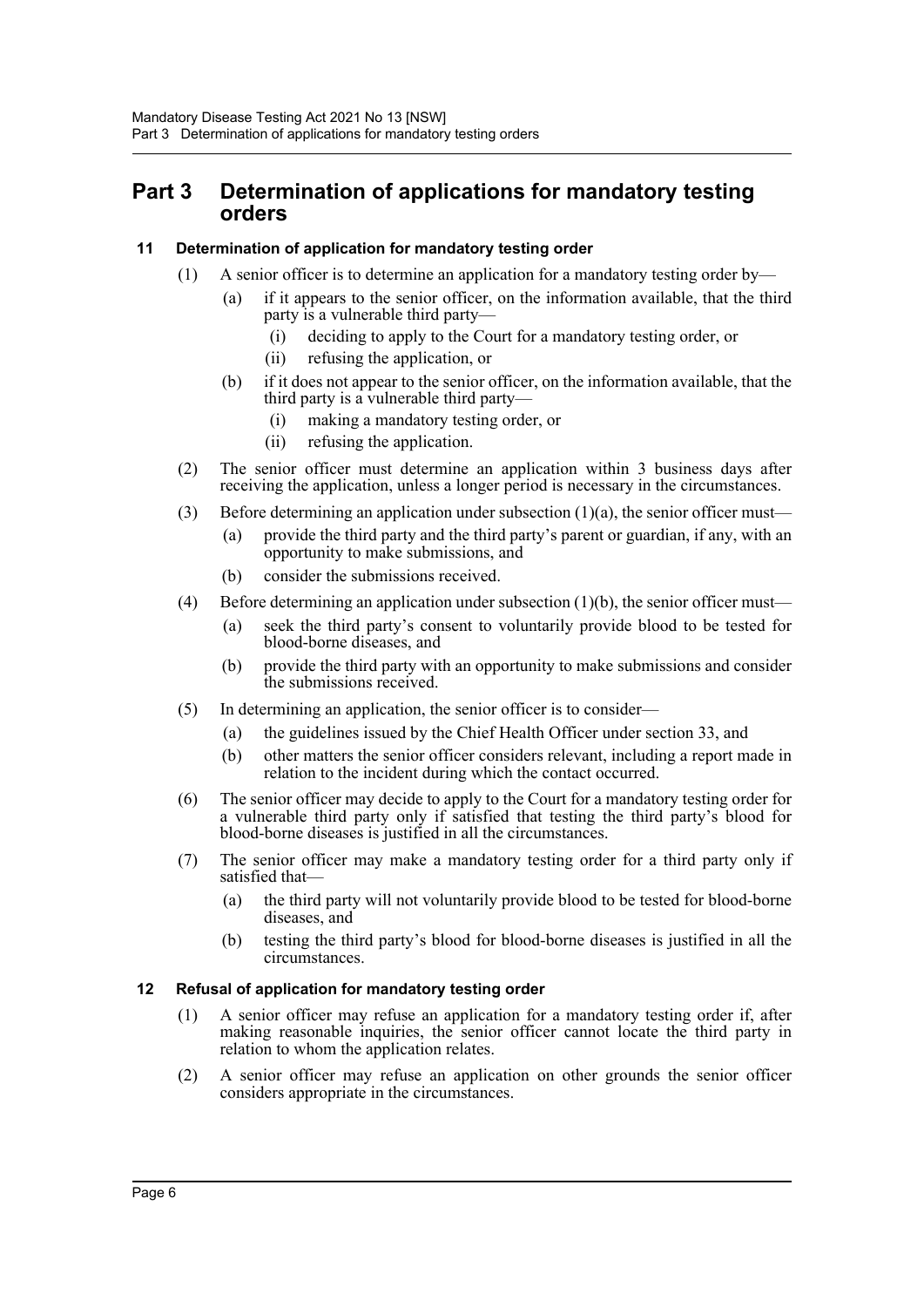# Part 3 Determination of applications for mandatory testing orders

### 11 Determination of application for mandatory testing order

(1) A senior officer is to determine an application for a mandatory testing order by—

- (a) if it appears to the senior officer, on the information available, that the third party is a vulnerable third party—
  - (i) deciding to apply to the Court for a mandatory testing order, or
  - (ii) refusing the application, or
- (b) if it does not appear to the senior officer, on the information available, that the third party is a vulnerable third party—
  - (i) making a mandatory testing order, or
  - (ii) refusing the application.

(2) The senior officer must determine an application within 3 business days after receiving the application, unless a longer period is necessary in the circumstances.

(3) Before determining an application under subsection (1)(a), the senior officer must—

- (a) provide the third party and the third party's parent or guardian, if any, with an opportunity to make submissions, and
- (b) consider the submissions received.

(4) Before determining an application under subsection (1)(b), the senior officer must—

- (a) seek the third party's consent to voluntarily provide blood to be tested for blood-borne diseases, and
- (b) provide the third party with an opportunity to make submissions and consider the submissions received.

(5) In determining an application, the senior officer is to consider—

- (a) the guidelines issued by the Chief Health Officer under section 33, and
- (b) other matters the senior officer considers relevant, including a report made in relation to the incident during which the contact occurred.

(6) The senior officer may decide to apply to the Court for a mandatory testing order for a vulnerable third party only if satisfied that testing the third party's blood for blood-borne diseases is justified in all the circumstances.

(7) The senior officer may make a mandatory testing order for a third party only if satisfied that—

- (a) the third party will not voluntarily provide blood to be tested for blood-borne diseases, and
- (b) testing the third party's blood for blood-borne diseases is justified in all the circumstances.

### 12 Refusal of application for mandatory testing order

(1) A senior officer may refuse an application for a mandatory testing order if, after making reasonable inquiries, the senior officer cannot locate the third party in relation to whom the application relates.

(2) A senior officer may refuse an application on other grounds the senior officer considers appropriate in the circumstances.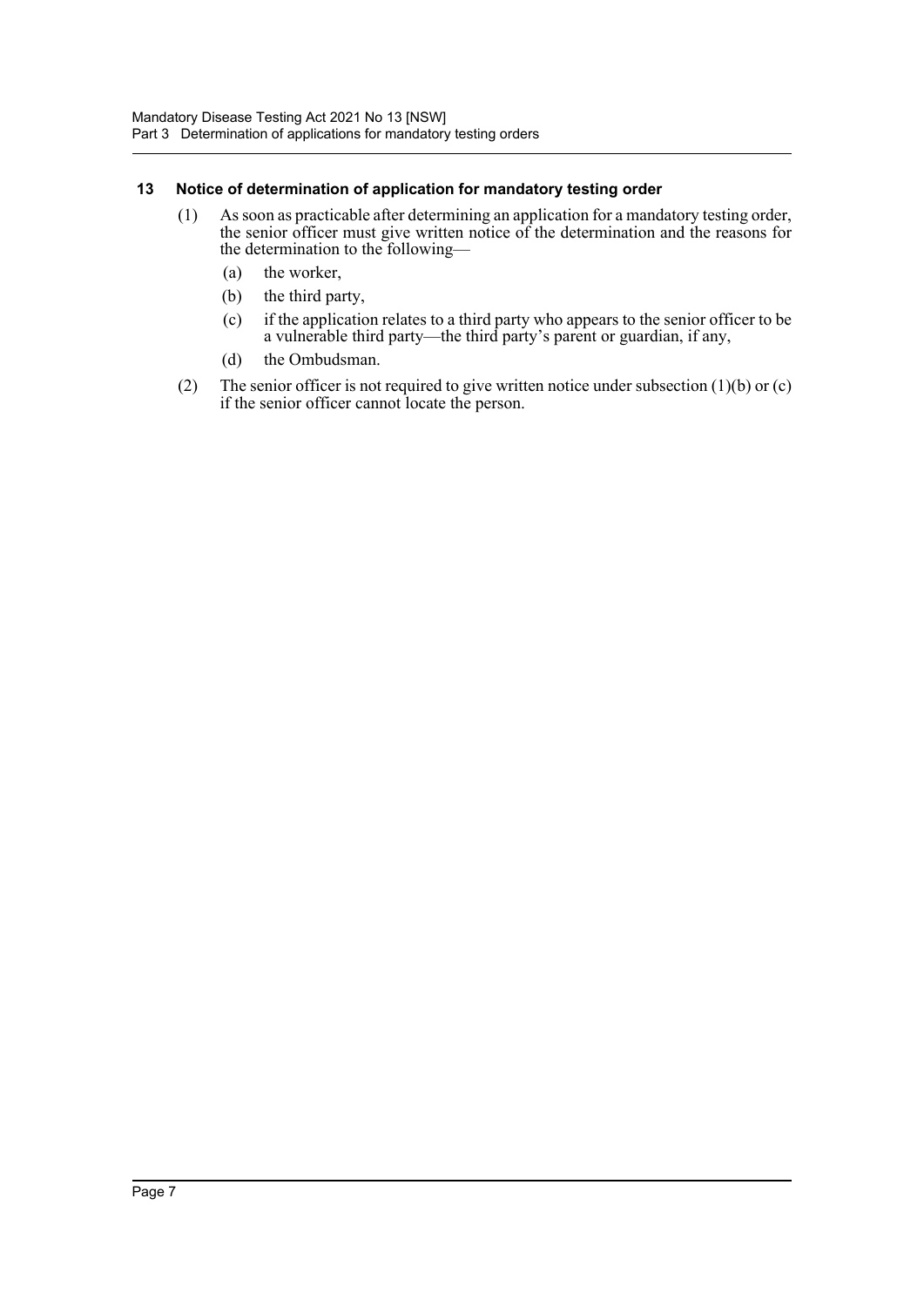### 13 Notice of determination of application for mandatory testing order

(1) As soon as practicable after determining an application for a mandatory testing order, the senior officer must give written notice of the determination and the reasons for the determination to the following—

  (a) the worker,

  (b) the third party,

  (c) if the application relates to a third party who appears to the senior officer to be a vulnerable third party—the third party's parent or guardian, if any,

  (d) the Ombudsman.

(2) The senior officer is not required to give written notice under subsection (1)(b) or (c) if the senior officer cannot locate the person.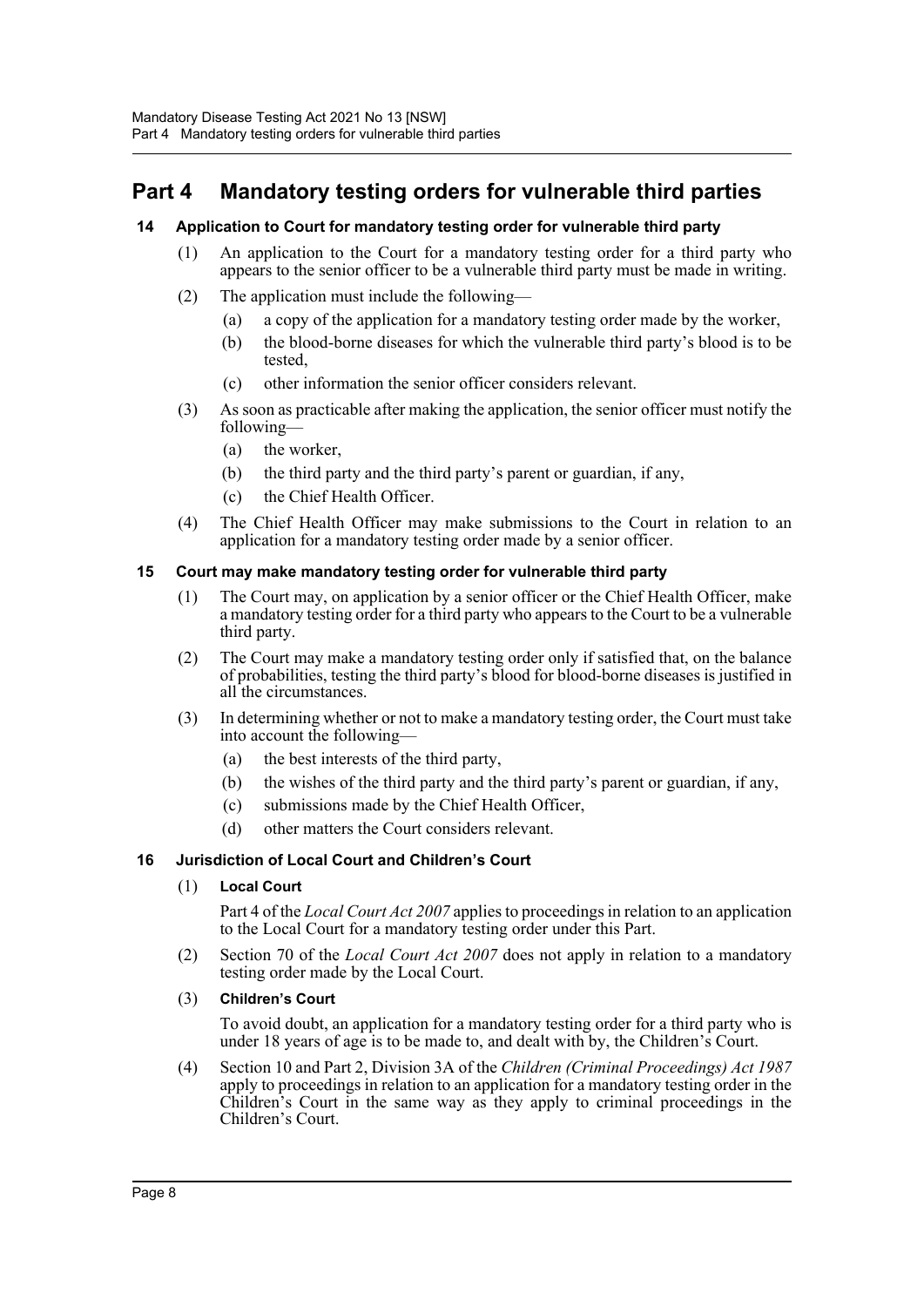# Part 4 Mandatory testing orders for vulnerable third parties

### 14 Application to Court for mandatory testing order for vulnerable third party

(1) An application to the Court for a mandatory testing order for a third party who appears to the senior officer to be a vulnerable third party must be made in writing.

(2) The application must include the following—

(a) a copy of the application for a mandatory testing order made by the worker,

(b) the blood-borne diseases for which the vulnerable third party's blood is to be tested,

(c) other information the senior officer considers relevant.

(3) As soon as practicable after making the application, the senior officer must notify the following—

(a) the worker,

(b) the third party and the third party's parent or guardian, if any,

(c) the Chief Health Officer.

(4) The Chief Health Officer may make submissions to the Court in relation to an application for a mandatory testing order made by a senior officer.

### 15 Court may make mandatory testing order for vulnerable third party

(1) The Court may, on application by a senior officer or the Chief Health Officer, make a mandatory testing order for a third party who appears to the Court to be a vulnerable third party.

(2) The Court may make a mandatory testing order only if satisfied that, on the balance of probabilities, testing the third party's blood for blood-borne diseases is justified in all the circumstances.

(3) In determining whether or not to make a mandatory testing order, the Court must take into account the following—

(a) the best interests of the third party,

(b) the wishes of the third party and the third party's parent or guardian, if any,

(c) submissions made by the Chief Health Officer,

(d) other matters the Court considers relevant.

### 16 Jurisdiction of Local Court and Children's Court

(1) **Local Court**

Part 4 of the *Local Court Act 2007* applies to proceedings in relation to an application to the Local Court for a mandatory testing order under this Part.

(2) Section 70 of the *Local Court Act 2007* does not apply in relation to a mandatory testing order made by the Local Court.

(3) **Children's Court**

To avoid doubt, an application for a mandatory testing order for a third party who is under 18 years of age is to be made to, and dealt with by, the Children's Court.

(4) Section 10 and Part 2, Division 3A of the *Children (Criminal Proceedings) Act 1987* apply to proceedings in relation to an application for a mandatory testing order in the Children's Court in the same way as they apply to criminal proceedings in the Children's Court.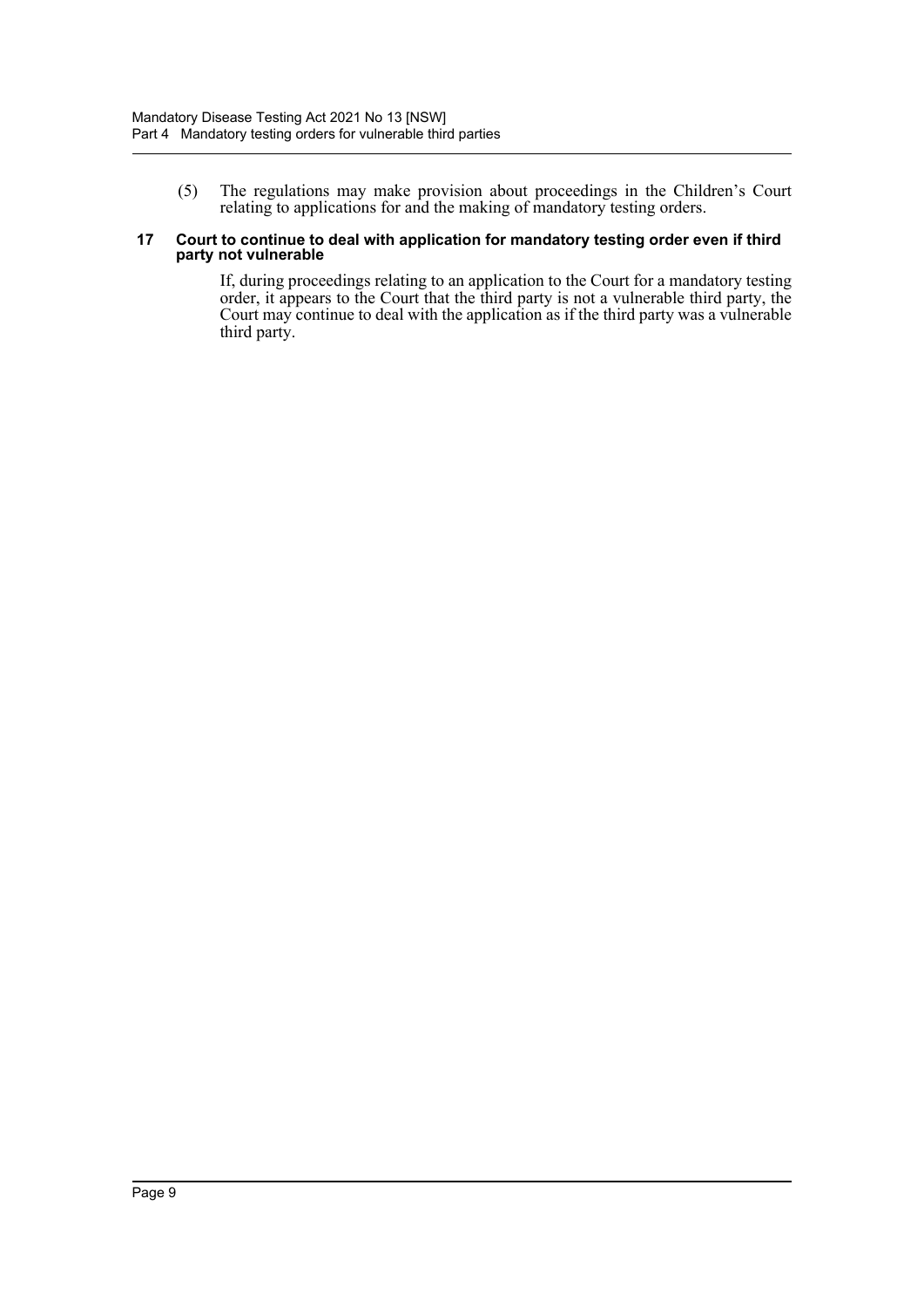(5) The regulations may make provision about proceedings in the Children's Court relating to applications for and the making of mandatory testing orders.

### 17 Court to continue to deal with application for mandatory testing order even if third party not vulnerable

If, during proceedings relating to an application to the Court for a mandatory testing order, it appears to the Court that the third party is not a vulnerable third party, the Court may continue to deal with the application as if the third party was a vulnerable third party.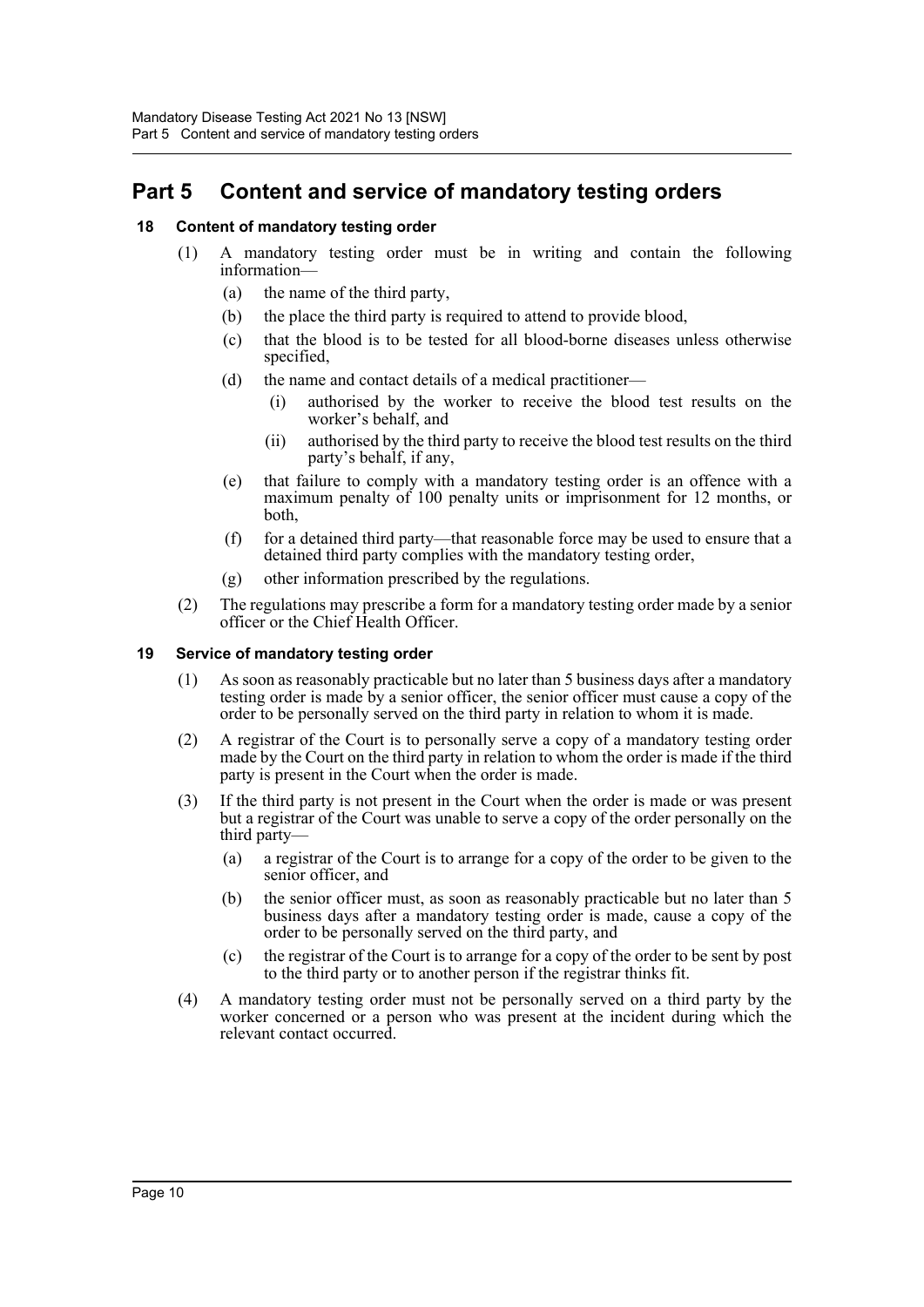## Part 5 Content and service of mandatory testing orders

### 18 Content of mandatory testing order

(1) A mandatory testing order must be in writing and contain the following information—

(a) the name of the third party,

(b) the place the third party is required to attend to provide blood,

(c) that the blood is to be tested for all blood-borne diseases unless otherwise specified,

(d) the name and contact details of a medical practitioner—

(i) authorised by the worker to receive the blood test results on the worker's behalf, and

(ii) authorised by the third party to receive the blood test results on the third party's behalf, if any,

(e) that failure to comply with a mandatory testing order is an offence with a maximum penalty of 100 penalty units or imprisonment for 12 months, or both,

(f) for a detained third party—that reasonable force may be used to ensure that a detained third party complies with the mandatory testing order,

(g) other information prescribed by the regulations.

(2) The regulations may prescribe a form for a mandatory testing order made by a senior officer or the Chief Health Officer.

### 19 Service of mandatory testing order

(1) As soon as reasonably practicable but no later than 5 business days after a mandatory testing order is made by a senior officer, the senior officer must cause a copy of the order to be personally served on the third party in relation to whom it is made.

(2) A registrar of the Court is to personally serve a copy of a mandatory testing order made by the Court on the third party in relation to whom the order is made if the third party is present in the Court when the order is made.

(3) If the third party is not present in the Court when the order is made or was present but a registrar of the Court was unable to serve a copy of the order personally on the third party—

(a) a registrar of the Court is to arrange for a copy of the order to be given to the senior officer, and

(b) the senior officer must, as soon as reasonably practicable but no later than 5 business days after a mandatory testing order is made, cause a copy of the order to be personally served on the third party, and

(c) the registrar of the Court is to arrange for a copy of the order to be sent by post to the third party or to another person if the registrar thinks fit.

(4) A mandatory testing order must not be personally served on a third party by the worker concerned or a person who was present at the incident during which the relevant contact occurred.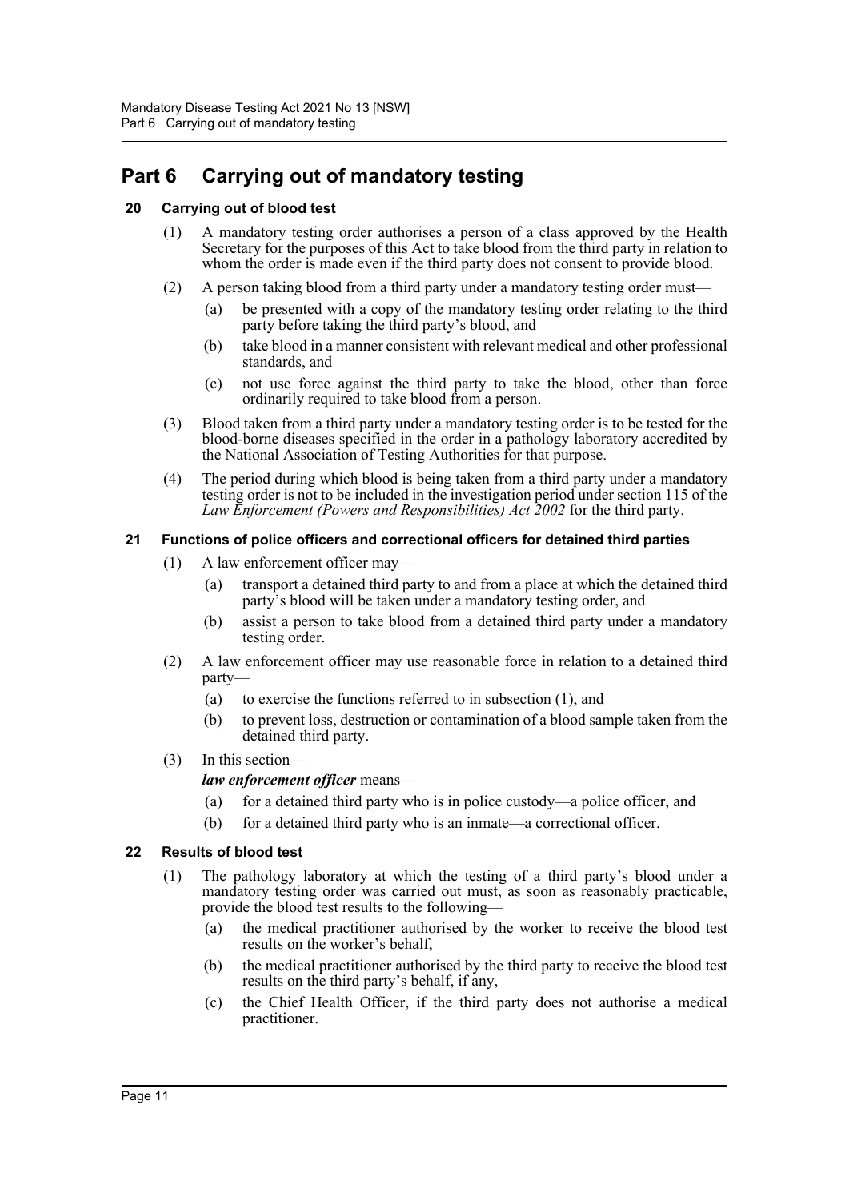# Part 6 Carrying out of mandatory testing

## 20 Carrying out of blood test

(1) A mandatory testing order authorises a person of a class approved by the Health Secretary for the purposes of this Act to take blood from the third party in relation to whom the order is made even if the third party does not consent to provide blood.

(2) A person taking blood from a third party under a mandatory testing order must—

- (a) be presented with a copy of the mandatory testing order relating to the third party before taking the third party's blood, and
- (b) take blood in a manner consistent with relevant medical and other professional standards, and
- (c) not use force against the third party to take the blood, other than force ordinarily required to take blood from a person.

(3) Blood taken from a third party under a mandatory testing order is to be tested for the blood-borne diseases specified in the order in a pathology laboratory accredited by the National Association of Testing Authorities for that purpose.

(4) The period during which blood is being taken from a third party under a mandatory testing order is not to be included in the investigation period under section 115 of the *Law Enforcement (Powers and Responsibilities) Act 2002* for the third party.

## 21 Functions of police officers and correctional officers for detained third parties

(1) A law enforcement officer may—

- (a) transport a detained third party to and from a place at which the detained third party's blood will be taken under a mandatory testing order, and
- (b) assist a person to take blood from a detained third party under a mandatory testing order.

(2) A law enforcement officer may use reasonable force in relation to a detained third party—

- (a) to exercise the functions referred to in subsection (1), and
- (b) to prevent loss, destruction or contamination of a blood sample taken from the detained third party.

(3) In this section—

***law enforcement officer*** means—

- (a) for a detained third party who is in police custody—a police officer, and
- (b) for a detained third party who is an inmate—a correctional officer.

## 22 Results of blood test

(1) The pathology laboratory at which the testing of a third party's blood under a mandatory testing order was carried out must, as soon as reasonably practicable, provide the blood test results to the following—

- (a) the medical practitioner authorised by the worker to receive the blood test results on the worker's behalf,
- (b) the medical practitioner authorised by the third party to receive the blood test results on the third party's behalf, if any,
- (c) the Chief Health Officer, if the third party does not authorise a medical practitioner.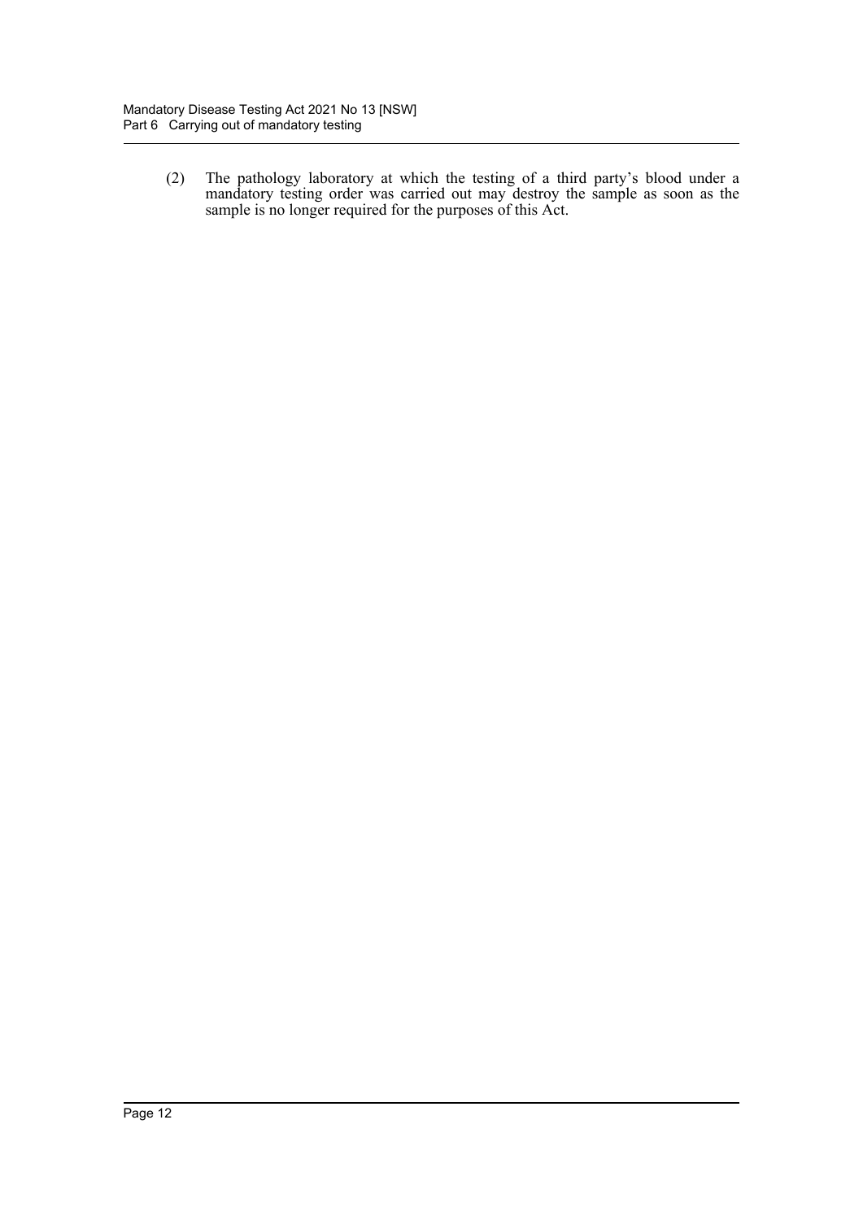(2) The pathology laboratory at which the testing of a third party's blood under a mandatory testing order was carried out may destroy the sample as soon as the sample is no longer required for the purposes of this Act.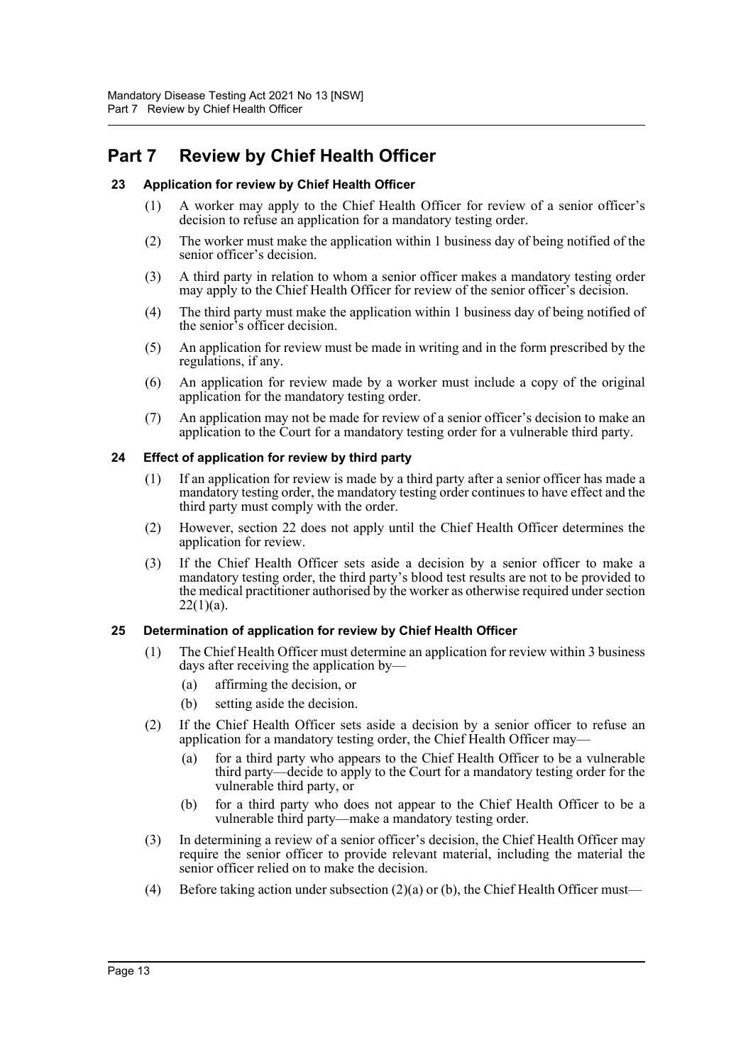# Part 7 Review by Chief Health Officer

### 23 Application for review by Chief Health Officer

(1) A worker may apply to the Chief Health Officer for review of a senior officer's decision to refuse an application for a mandatory testing order.

(2) The worker must make the application within 1 business day of being notified of the senior officer's decision.

(3) A third party in relation to whom a senior officer makes a mandatory testing order may apply to the Chief Health Officer for review of the senior officer's decision.

(4) The third party must make the application within 1 business day of being notified of the senior's officer decision.

(5) An application for review must be made in writing and in the form prescribed by the regulations, if any.

(6) An application for review made by a worker must include a copy of the original application for the mandatory testing order.

(7) An application may not be made for review of a senior officer's decision to make an application to the Court for a mandatory testing order for a vulnerable third party.

### 24 Effect of application for review by third party

(1) If an application for review is made by a third party after a senior officer has made a mandatory testing order, the mandatory testing order continues to have effect and the third party must comply with the order.

(2) However, section 22 does not apply until the Chief Health Officer determines the application for review.

(3) If the Chief Health Officer sets aside a decision by a senior officer to make a mandatory testing order, the third party's blood test results are not to be provided to the medical practitioner authorised by the worker as otherwise required under section 22(1)(a).

### 25 Determination of application for review by Chief Health Officer

(1) The Chief Health Officer must determine an application for review within 3 business days after receiving the application by—

(a) affirming the decision, or

(b) setting aside the decision.

(2) If the Chief Health Officer sets aside a decision by a senior officer to refuse an application for a mandatory testing order, the Chief Health Officer may—

(a) for a third party who appears to the Chief Health Officer to be a vulnerable third party—decide to apply to the Court for a mandatory testing order for the vulnerable third party, or

(b) for a third party who does not appear to the Chief Health Officer to be a vulnerable third party—make a mandatory testing order.

(3) In determining a review of a senior officer's decision, the Chief Health Officer may require the senior officer to provide relevant material, including the material the senior officer relied on to make the decision.

(4) Before taking action under subsection (2)(a) or (b), the Chief Health Officer must—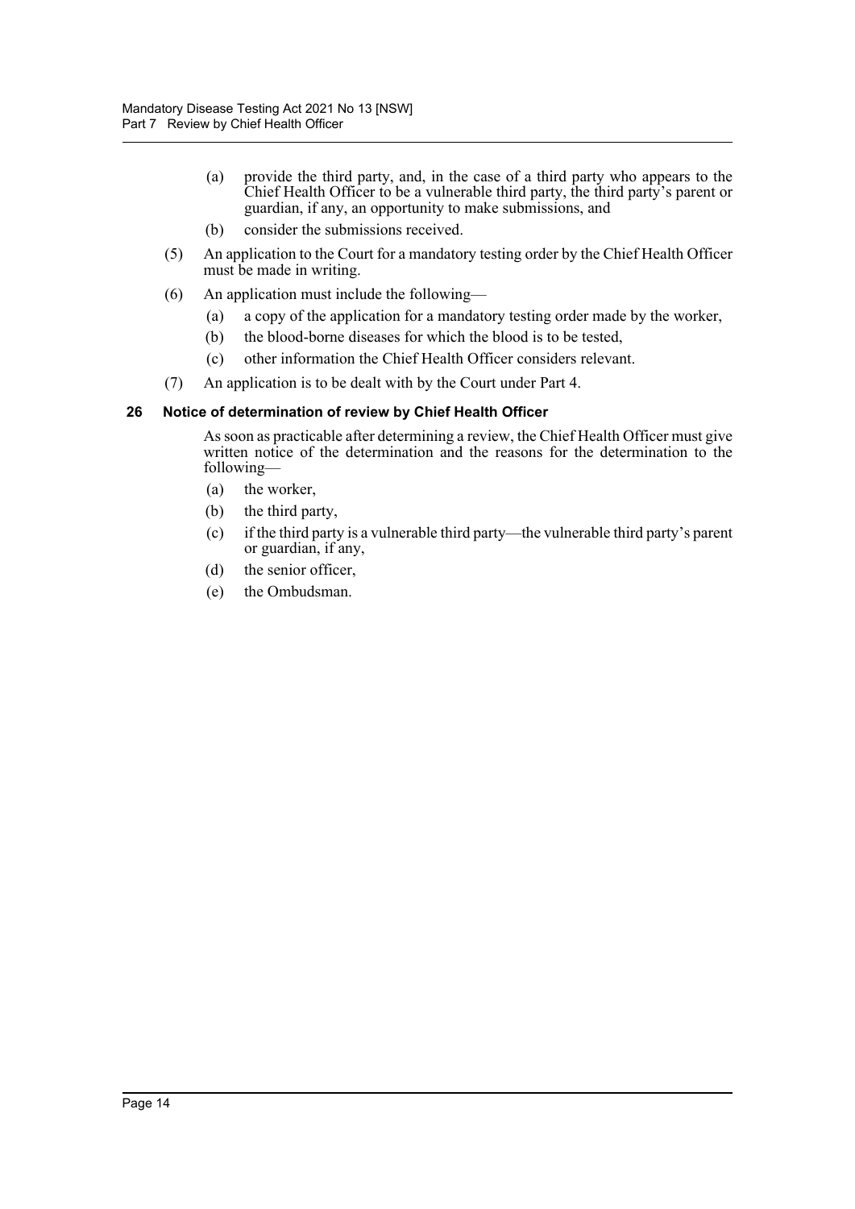(a) provide the third party, and, in the case of a third party who appears to the Chief Health Officer to be a vulnerable third party, the third party's parent or guardian, if any, an opportunity to make submissions, and

(b) consider the submissions received.

(5) An application to the Court for a mandatory testing order by the Chief Health Officer must be made in writing.

(6) An application must include the following—

(a) a copy of the application for a mandatory testing order made by the worker,

(b) the blood-borne diseases for which the blood is to be tested,

(c) other information the Chief Health Officer considers relevant.

(7) An application is to be dealt with by the Court under Part 4.

### 26 Notice of determination of review by Chief Health Officer

As soon as practicable after determining a review, the Chief Health Officer must give written notice of the determination and the reasons for the determination to the following—

(a) the worker,

(b) the third party,

(c) if the third party is a vulnerable third party—the vulnerable third party's parent or guardian, if any,

(d) the senior officer,

(e) the Ombudsman.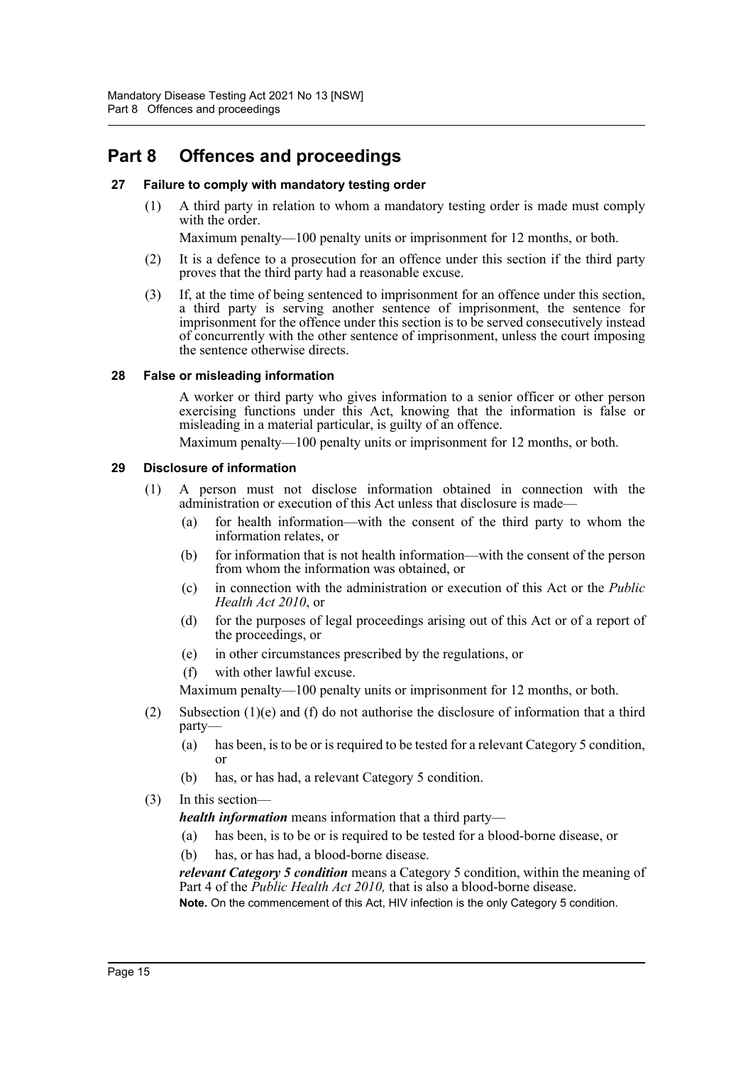# Part 8 Offences and proceedings

### 27 Failure to comply with mandatory testing order

(1) A third party in relation to whom a mandatory testing order is made must comply with the order.

Maximum penalty—100 penalty units or imprisonment for 12 months, or both.

(2) It is a defence to a prosecution for an offence under this section if the third party proves that the third party had a reasonable excuse.

(3) If, at the time of being sentenced to imprisonment for an offence under this section, a third party is serving another sentence of imprisonment, the sentence for imprisonment for the offence under this section is to be served consecutively instead of concurrently with the other sentence of imprisonment, unless the court imposing the sentence otherwise directs.

### 28 False or misleading information

A worker or third party who gives information to a senior officer or other person exercising functions under this Act, knowing that the information is false or misleading in a material particular, is guilty of an offence.

Maximum penalty—100 penalty units or imprisonment for 12 months, or both.

### 29 Disclosure of information

(1) A person must not disclose information obtained in connection with the administration or execution of this Act unless that disclosure is made—

- (a) for health information—with the consent of the third party to whom the information relates, or
- (b) for information that is not health information—with the consent of the person from whom the information was obtained, or
- (c) in connection with the administration or execution of this Act or the *Public Health Act 2010*, or
- (d) for the purposes of legal proceedings arising out of this Act or of a report of the proceedings, or
- (e) in other circumstances prescribed by the regulations, or
- (f) with other lawful excuse.

Maximum penalty—100 penalty units or imprisonment for 12 months, or both.

(2) Subsection (1)(e) and (f) do not authorise the disclosure of information that a third party—

- (a) has been, is to be or is required to be tested for a relevant Category 5 condition, or
- (b) has, or has had, a relevant Category 5 condition.

(3) In this section—

***health information*** means information that a third party—

- (a) has been, is to be or is required to be tested for a blood-borne disease, or
- (b) has, or has had, a blood-borne disease.

***relevant Category 5 condition*** means a Category 5 condition, within the meaning of Part 4 of the *Public Health Act 2010,* that is also a blood-borne disease.

**Note.** On the commencement of this Act, HIV infection is the only Category 5 condition.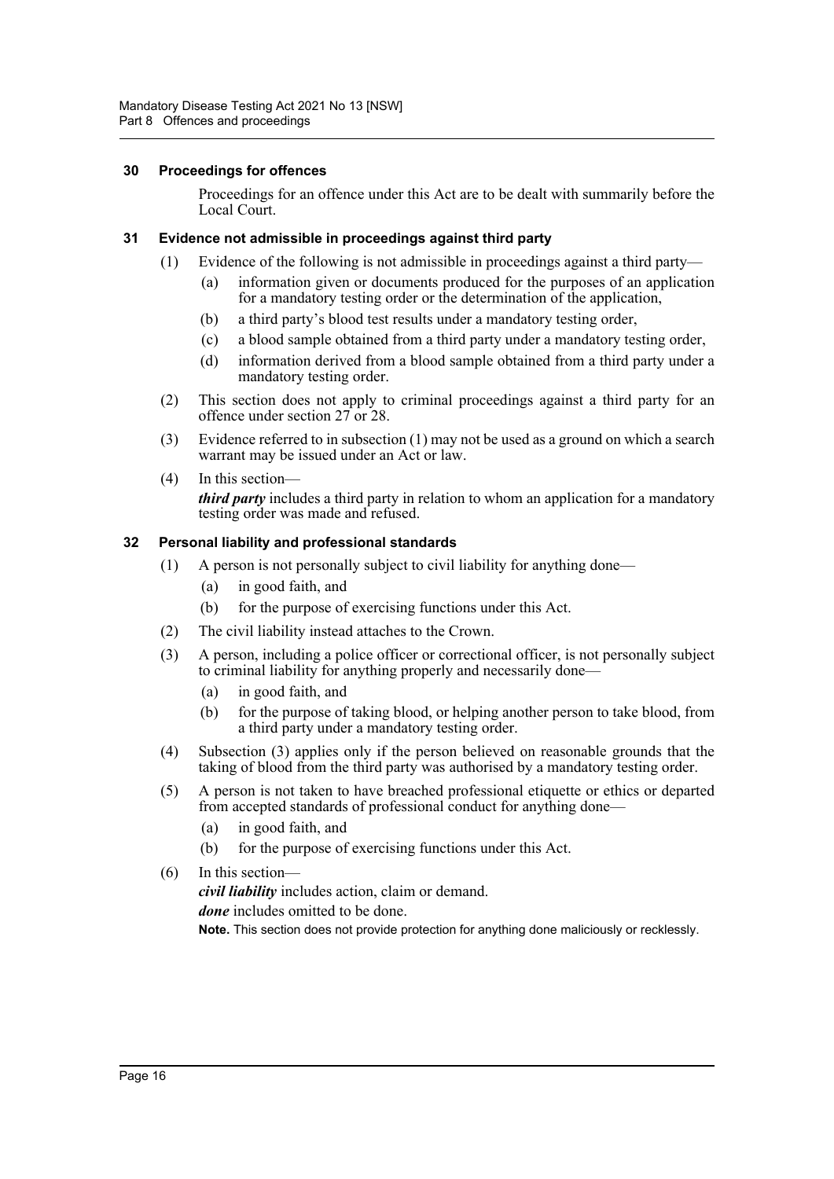### 30 Proceedings for offences

Proceedings for an offence under this Act are to be dealt with summarily before the Local Court.

### 31 Evidence not admissible in proceedings against third party

(1) Evidence of the following is not admissible in proceedings against a third party—

(a) information given or documents produced for the purposes of an application for a mandatory testing order or the determination of the application,

(b) a third party's blood test results under a mandatory testing order,

(c) a blood sample obtained from a third party under a mandatory testing order,

(d) information derived from a blood sample obtained from a third party under a mandatory testing order.

(2) This section does not apply to criminal proceedings against a third party for an offence under section 27 or 28.

(3) Evidence referred to in subsection (1) may not be used as a ground on which a search warrant may be issued under an Act or law.

(4) In this section—

***third party*** includes a third party in relation to whom an application for a mandatory testing order was made and refused.

### 32 Personal liability and professional standards

(1) A person is not personally subject to civil liability for anything done—

(a) in good faith, and

(b) for the purpose of exercising functions under this Act.

(2) The civil liability instead attaches to the Crown.

(3) A person, including a police officer or correctional officer, is not personally subject to criminal liability for anything properly and necessarily done—

(a) in good faith, and

(b) for the purpose of taking blood, or helping another person to take blood, from a third party under a mandatory testing order.

(4) Subsection (3) applies only if the person believed on reasonable grounds that the taking of blood from the third party was authorised by a mandatory testing order.

(5) A person is not taken to have breached professional etiquette or ethics or departed from accepted standards of professional conduct for anything done—

(a) in good faith, and

(b) for the purpose of exercising functions under this Act.

(6) In this section—

***civil liability*** includes action, claim or demand.

***done*** includes omitted to be done.

**Note.** This section does not provide protection for anything done maliciously or recklessly.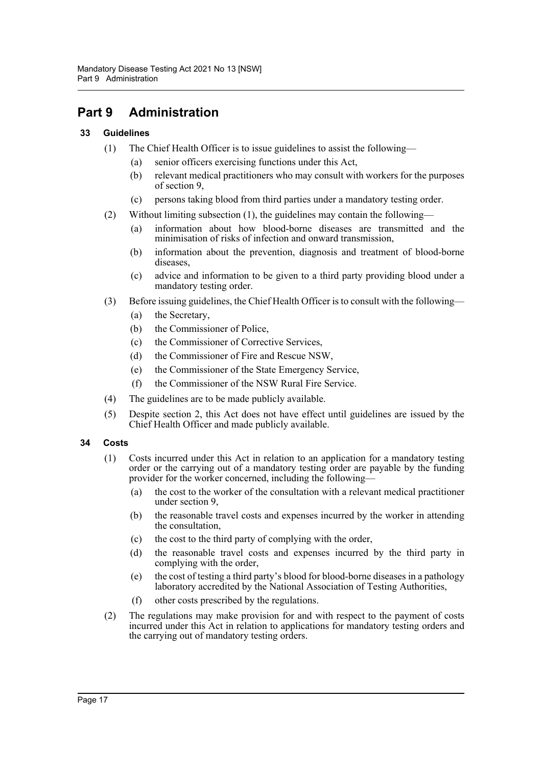# Part 9 Administration

## 33 Guidelines

(1) The Chief Health Officer is to issue guidelines to assist the following—

(a) senior officers exercising functions under this Act,

(b) relevant medical practitioners who may consult with workers for the purposes of section 9,

(c) persons taking blood from third parties under a mandatory testing order.

(2) Without limiting subsection (1), the guidelines may contain the following—

(a) information about how blood-borne diseases are transmitted and the minimisation of risks of infection and onward transmission,

(b) information about the prevention, diagnosis and treatment of blood-borne diseases,

(c) advice and information to be given to a third party providing blood under a mandatory testing order.

(3) Before issuing guidelines, the Chief Health Officer is to consult with the following—

(a) the Secretary,

(b) the Commissioner of Police,

(c) the Commissioner of Corrective Services,

(d) the Commissioner of Fire and Rescue NSW,

(e) the Commissioner of the State Emergency Service,

(f) the Commissioner of the NSW Rural Fire Service.

(4) The guidelines are to be made publicly available.

(5) Despite section 2, this Act does not have effect until guidelines are issued by the Chief Health Officer and made publicly available.

## 34 Costs

(1) Costs incurred under this Act in relation to an application for a mandatory testing order or the carrying out of a mandatory testing order are payable by the funding provider for the worker concerned, including the following—

(a) the cost to the worker of the consultation with a relevant medical practitioner under section 9,

(b) the reasonable travel costs and expenses incurred by the worker in attending the consultation,

(c) the cost to the third party of complying with the order,

(d) the reasonable travel costs and expenses incurred by the third party in complying with the order,

(e) the cost of testing a third party's blood for blood-borne diseases in a pathology laboratory accredited by the National Association of Testing Authorities,

(f) other costs prescribed by the regulations.

(2) The regulations may make provision for and with respect to the payment of costs incurred under this Act in relation to applications for mandatory testing orders and the carrying out of mandatory testing orders.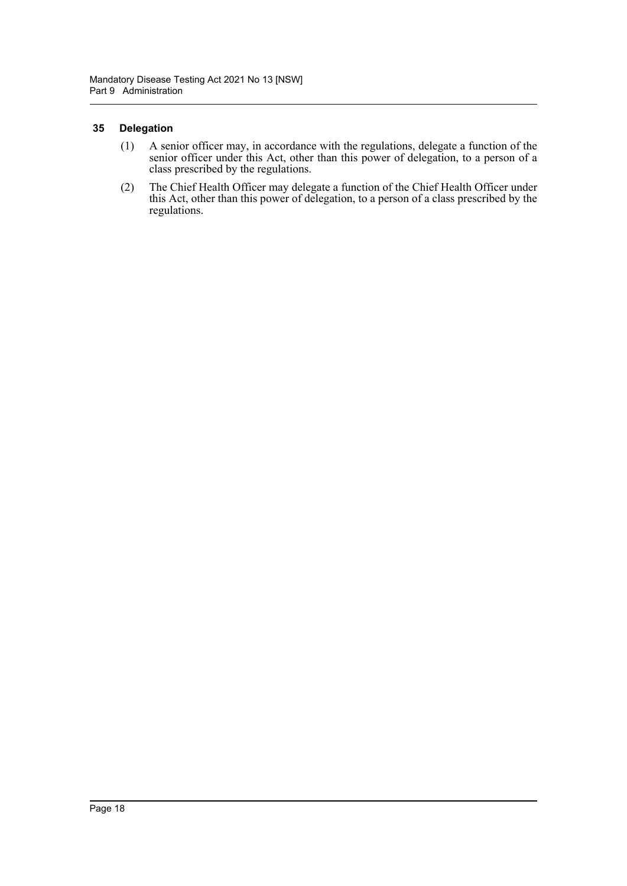### 35 Delegation

(1) A senior officer may, in accordance with the regulations, delegate a function of the senior officer under this Act, other than this power of delegation, to a person of a class prescribed by the regulations.

(2) The Chief Health Officer may delegate a function of the Chief Health Officer under this Act, other than this power of delegation, to a person of a class prescribed by the regulations.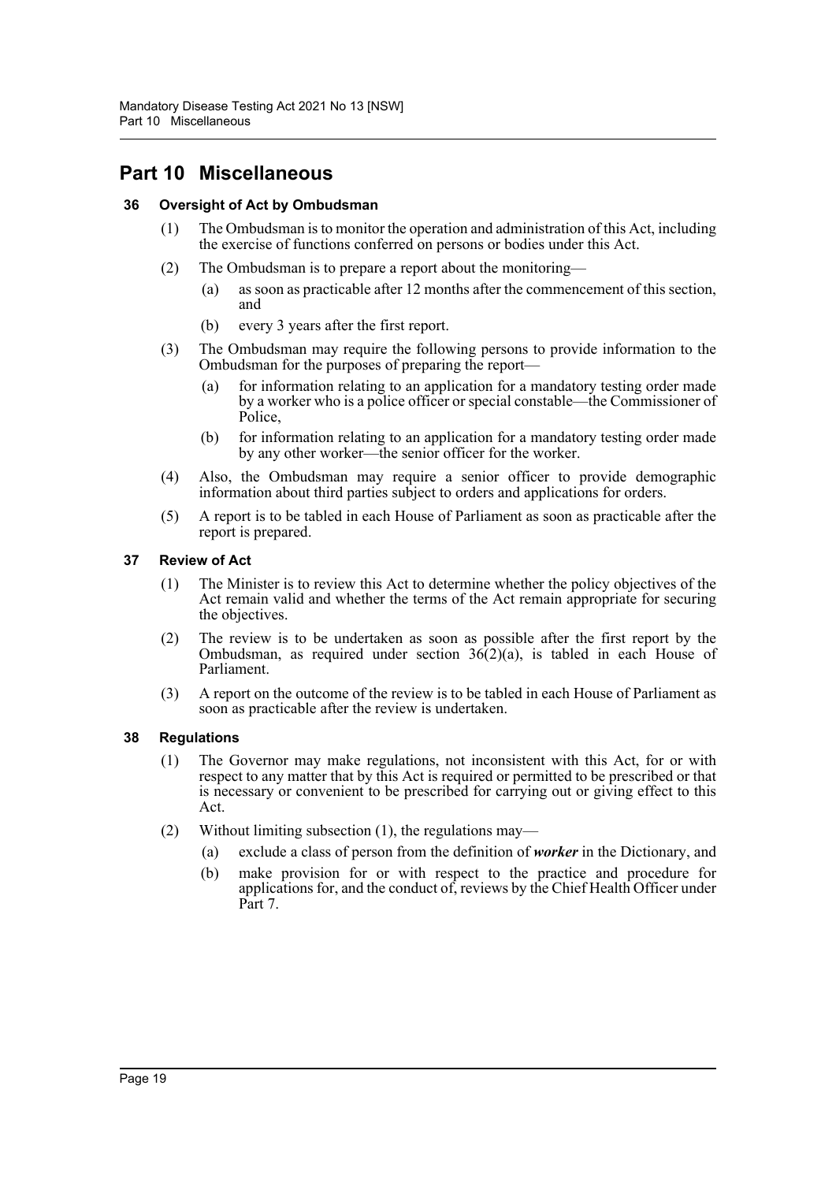# Part 10 Miscellaneous

### 36 Oversight of Act by Ombudsman

(1) The Ombudsman is to monitor the operation and administration of this Act, including the exercise of functions conferred on persons or bodies under this Act.

(2) The Ombudsman is to prepare a report about the monitoring—

(a) as soon as practicable after 12 months after the commencement of this section, and

(b) every 3 years after the first report.

(3) The Ombudsman may require the following persons to provide information to the Ombudsman for the purposes of preparing the report—

(a) for information relating to an application for a mandatory testing order made by a worker who is a police officer or special constable—the Commissioner of Police,

(b) for information relating to an application for a mandatory testing order made by any other worker—the senior officer for the worker.

(4) Also, the Ombudsman may require a senior officer to provide demographic information about third parties subject to orders and applications for orders.

(5) A report is to be tabled in each House of Parliament as soon as practicable after the report is prepared.

### 37 Review of Act

(1) The Minister is to review this Act to determine whether the policy objectives of the Act remain valid and whether the terms of the Act remain appropriate for securing the objectives.

(2) The review is to be undertaken as soon as possible after the first report by the Ombudsman, as required under section 36(2)(a), is tabled in each House of Parliament.

(3) A report on the outcome of the review is to be tabled in each House of Parliament as soon as practicable after the review is undertaken.

### 38 Regulations

(1) The Governor may make regulations, not inconsistent with this Act, for or with respect to any matter that by this Act is required or permitted to be prescribed or that is necessary or convenient to be prescribed for carrying out or giving effect to this Act.

(2) Without limiting subsection (1), the regulations may—

(a) exclude a class of person from the definition of ***worker*** in the Dictionary, and

(b) make provision for or with respect to the practice and procedure for applications for, and the conduct of, reviews by the Chief Health Officer under Part 7.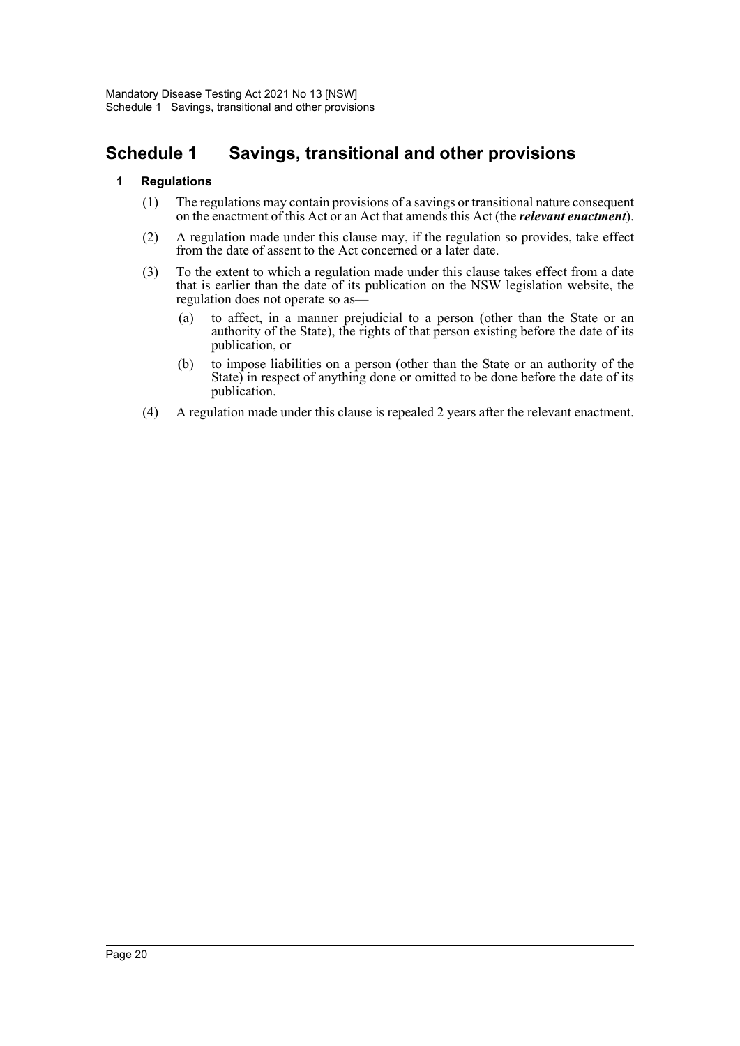# Schedule 1 Savings, transitional and other provisions

## 1 Regulations

(1) The regulations may contain provisions of a savings or transitional nature consequent on the enactment of this Act or an Act that amends this Act (the ***relevant enactment***).

(2) A regulation made under this clause may, if the regulation so provides, take effect from the date of assent to the Act concerned or a later date.

(3) To the extent to which a regulation made under this clause takes effect from a date that is earlier than the date of its publication on the NSW legislation website, the regulation does not operate so as—

- (a) to affect, in a manner prejudicial to a person (other than the State or an authority of the State), the rights of that person existing before the date of its publication, or
- (b) to impose liabilities on a person (other than the State or an authority of the State) in respect of anything done or omitted to be done before the date of its publication.

(4) A regulation made under this clause is repealed 2 years after the relevant enactment.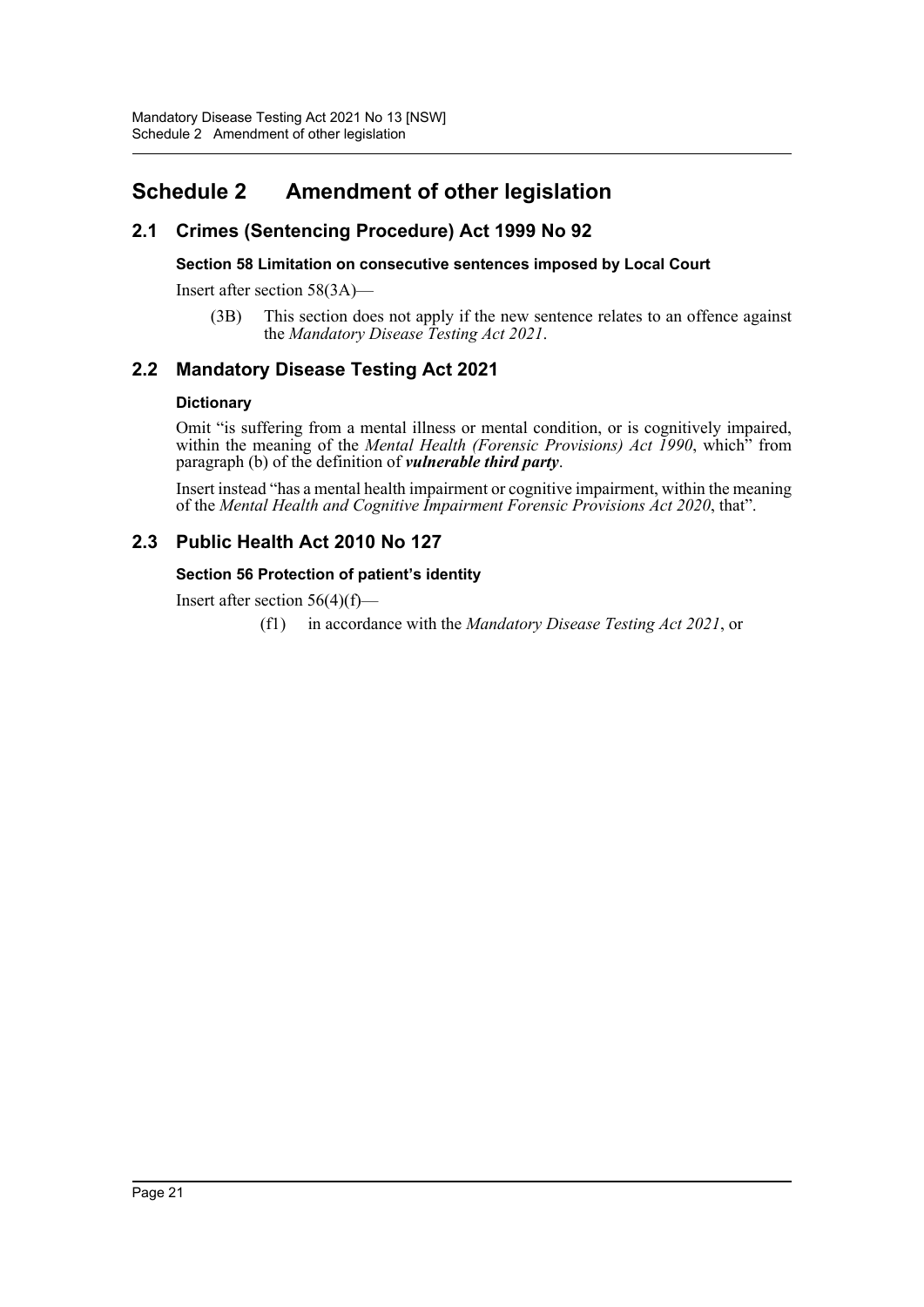# Schedule 2 Amendment of other legislation

## 2.1 Crimes (Sentencing Procedure) Act 1999 No 92

#### Section 58 Limitation on consecutive sentences imposed by Local Court

Insert after section 58(3A)—

> (3B) This section does not apply if the new sentence relates to an offence against the *Mandatory Disease Testing Act 2021*.

## 2.2 Mandatory Disease Testing Act 2021

#### Dictionary

Omit "is suffering from a mental illness or mental condition, or is cognitively impaired, within the meaning of the *Mental Health (Forensic Provisions) Act 1990*, which" from paragraph (b) of the definition of ***vulnerable third party***.

Insert instead "has a mental health impairment or cognitive impairment, within the meaning of the *Mental Health and Cognitive Impairment Forensic Provisions Act 2020*, that".

## 2.3 Public Health Act 2010 No 127

#### Section 56 Protection of patient's identity

Insert after section 56(4)(f)—

> (f1) in accordance with the *Mandatory Disease Testing Act 2021*, or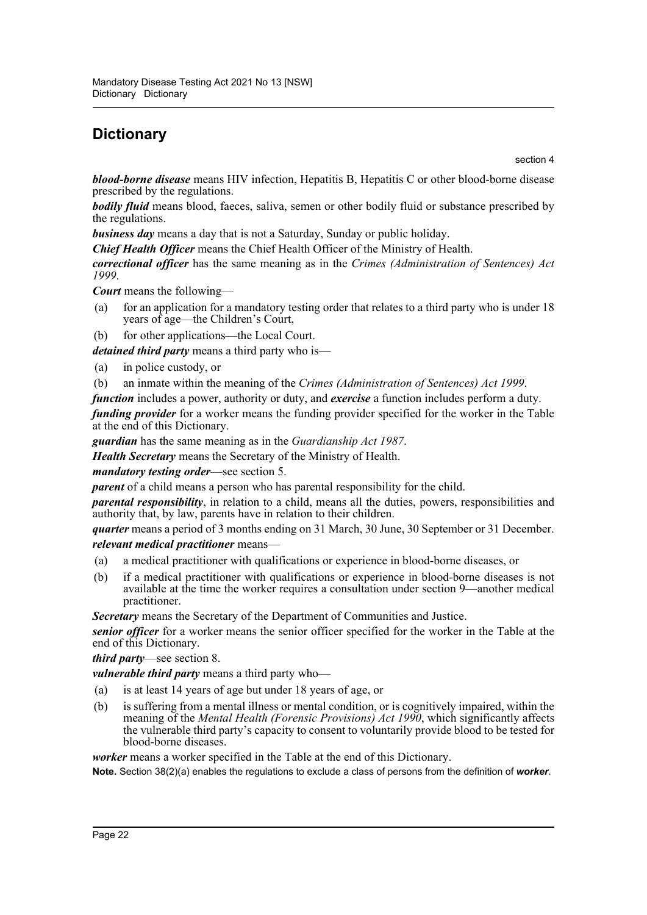# Dictionary

section 4

***blood-borne disease*** means HIV infection, Hepatitis B, Hepatitis C or other blood-borne disease prescribed by the regulations.

***bodily fluid*** means blood, faeces, saliva, semen or other bodily fluid or substance prescribed by the regulations.

***business day*** means a day that is not a Saturday, Sunday or public holiday.

***Chief Health Officer*** means the Chief Health Officer of the Ministry of Health.

***correctional officer*** has the same meaning as in the *Crimes (Administration of Sentences) Act 1999*.

***Court*** means the following—

(a) for an application for a mandatory testing order that relates to a third party who is under 18 years of age—the Children's Court,

(b) for other applications—the Local Court.

***detained third party*** means a third party who is—

(a) in police custody, or

(b) an inmate within the meaning of the *Crimes (Administration of Sentences) Act 1999*.

***function*** includes a power, authority or duty, and ***exercise*** a function includes perform a duty.

***funding provider*** for a worker means the funding provider specified for the worker in the Table at the end of this Dictionary.

***guardian*** has the same meaning as in the *Guardianship Act 1987*.

***Health Secretary*** means the Secretary of the Ministry of Health.

***mandatory testing order***—see section 5.

***parent*** of a child means a person who has parental responsibility for the child.

***parental responsibility***, in relation to a child, means all the duties, powers, responsibilities and authority that, by law, parents have in relation to their children.

***quarter*** means a period of 3 months ending on 31 March, 30 June, 30 September or 31 December.

***relevant medical practitioner*** means—

(a) a medical practitioner with qualifications or experience in blood-borne diseases, or

(b) if a medical practitioner with qualifications or experience in blood-borne diseases is not available at the time the worker requires a consultation under section 9—another medical practitioner.

***Secretary*** means the Secretary of the Department of Communities and Justice.

***senior officer*** for a worker means the senior officer specified for the worker in the Table at the end of this Dictionary.

***third party***—see section 8.

***vulnerable third party*** means a third party who—

(a) is at least 14 years of age but under 18 years of age, or

(b) is suffering from a mental illness or mental condition, or is cognitively impaired, within the meaning of the *Mental Health (Forensic Provisions) Act 1990*, which significantly affects the vulnerable third party's capacity to consent to voluntarily provide blood to be tested for blood-borne diseases.

***worker*** means a worker specified in the Table at the end of this Dictionary.

**Note.** Section 38(2)(a) enables the regulations to exclude a class of persons from the definition of ***worker***.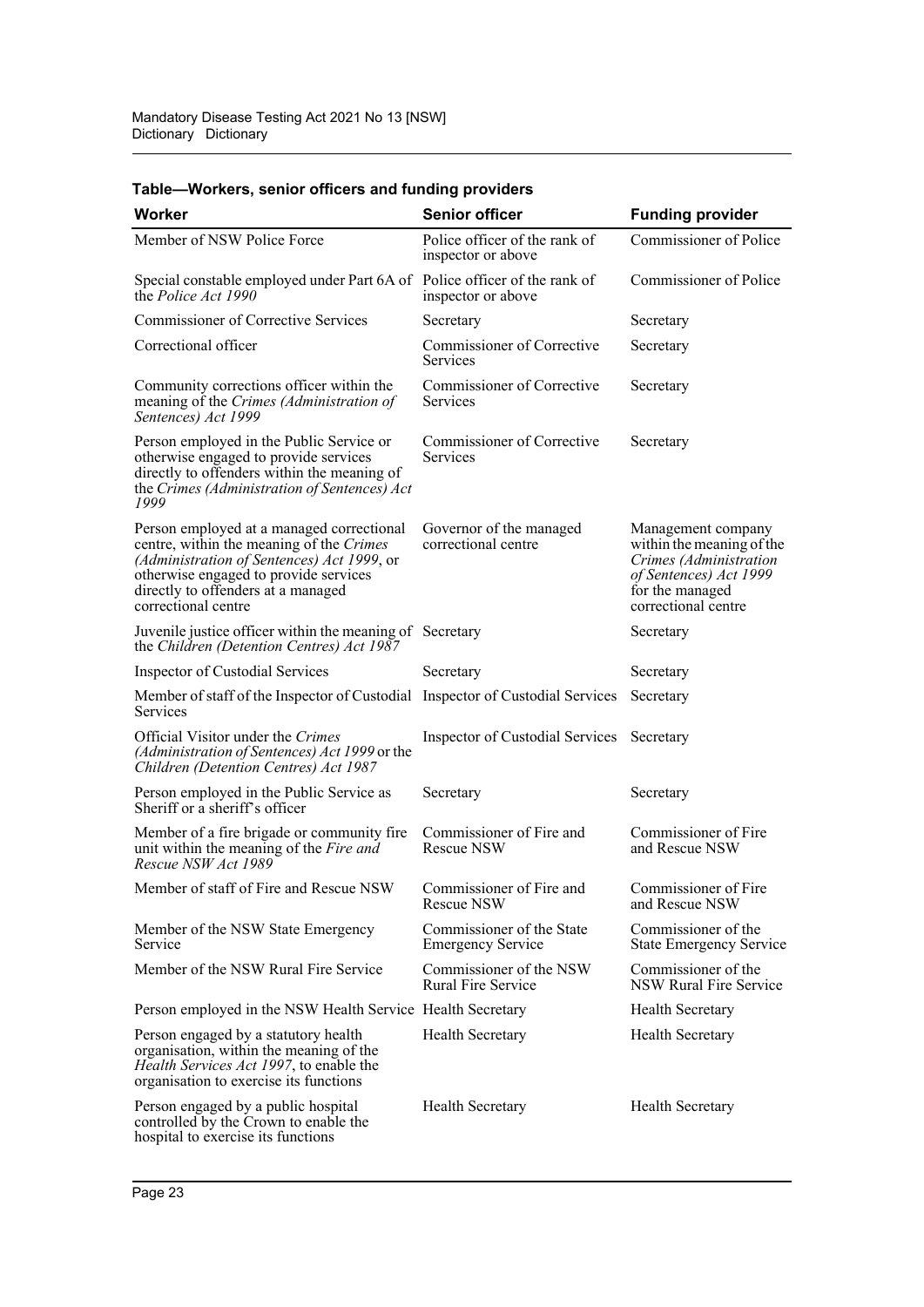**Table—Workers, senior officers and funding providers**

| Worker | Senior officer | Funding provider |
| --- | --- | --- |
| Member of NSW Police Force | Police officer of the rank of inspector or above | Commissioner of Police |
| Special constable employed under Part 6A of the *Police Act 1990* | Police officer of the rank of inspector or above | Commissioner of Police |
| Commissioner of Corrective Services | Secretary | Secretary |
| Correctional officer | Commissioner of Corrective Services | Secretary |
| Community corrections officer within the meaning of the *Crimes (Administration of Sentences) Act 1999* | Commissioner of Corrective Services | Secretary |
| Person employed in the Public Service or otherwise engaged to provide services directly to offenders within the meaning of the *Crimes (Administration of Sentences) Act 1999* | Commissioner of Corrective Services | Secretary |
| Person employed at a managed correctional centre, within the meaning of the *Crimes (Administration of Sentences) Act 1999*, or otherwise engaged to provide services directly to offenders at a managed correctional centre | Governor of the managed correctional centre | Management company within the meaning of the *Crimes (Administration of Sentences) Act 1999* for the managed correctional centre |
| Juvenile justice officer within the meaning of the *Children (Detention Centres) Act 1987* | Secretary | Secretary |
| Inspector of Custodial Services | Secretary | Secretary |
| Member of staff of the Inspector of Custodial Services | Inspector of Custodial Services | Secretary |
| Official Visitor under the *Crimes (Administration of Sentences) Act 1999* or the *Children (Detention Centres) Act 1987* | Inspector of Custodial Services | Secretary |
| Person employed in the Public Service as Sheriff or a sheriff's officer | Secretary | Secretary |
| Member of a fire brigade or community fire unit within the meaning of the *Fire and Rescue NSW Act 1989* | Commissioner of Fire and Rescue NSW | Commissioner of Fire and Rescue NSW |
| Member of staff of Fire and Rescue NSW | Commissioner of Fire and Rescue NSW | Commissioner of Fire and Rescue NSW |
| Member of the NSW State Emergency Service | Commissioner of the State Emergency Service | Commissioner of the State Emergency Service |
| Member of the NSW Rural Fire Service | Commissioner of the NSW Rural Fire Service | Commissioner of the NSW Rural Fire Service |
| Person employed in the NSW Health Service | Health Secretary | Health Secretary |
| Person engaged by a statutory health organisation, within the meaning of the *Health Services Act 1997*, to enable the organisation to exercise its functions | Health Secretary | Health Secretary |
| Person engaged by a public hospital controlled by the Crown to enable the hospital to exercise its functions | Health Secretary | Health Secretary |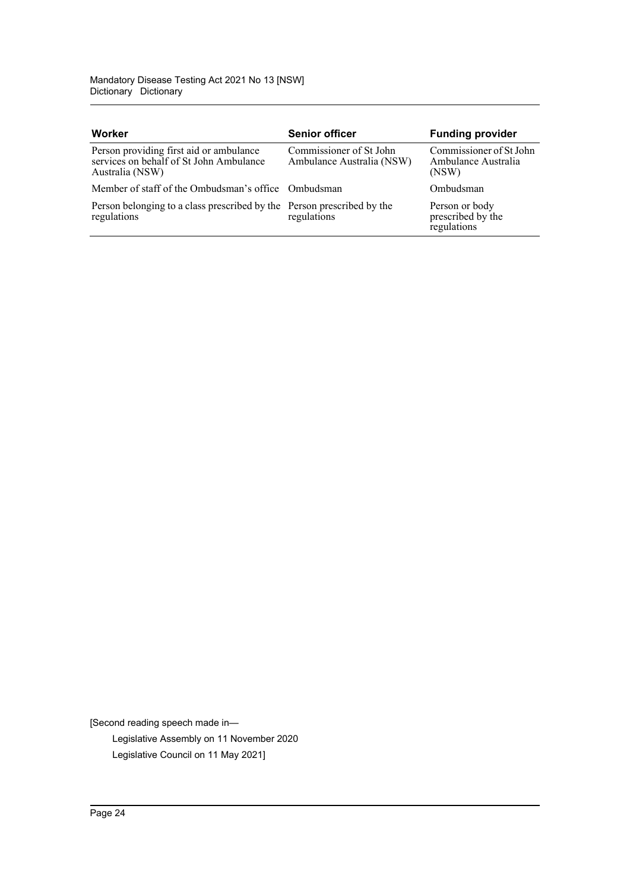| Worker | Senior officer | Funding provider |
|---|---|---|
| Person providing first aid or ambulance services on behalf of St John Ambulance Australia (NSW) | Commissioner of St John Ambulance Australia (NSW) | Commissioner of St John Ambulance Australia (NSW) |
| Member of staff of the Ombudsman's office | Ombudsman | Ombudsman |
| Person belonging to a class prescribed by the regulations | Person prescribed by the regulations | Person or body prescribed by the regulations |

[Second reading speech made in—

Legislative Assembly on 11 November 2020

Legislative Council on 11 May 2021]